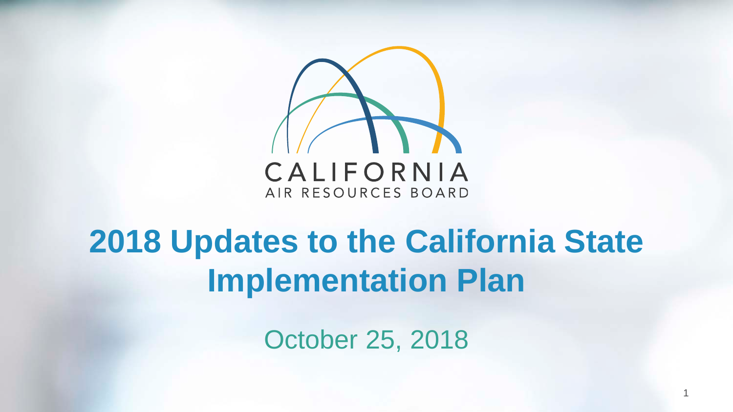CALIFORNIA
AIR RESOURCES BOARD

# 2018 Updates to the California State Implementation Plan

October 25, 2018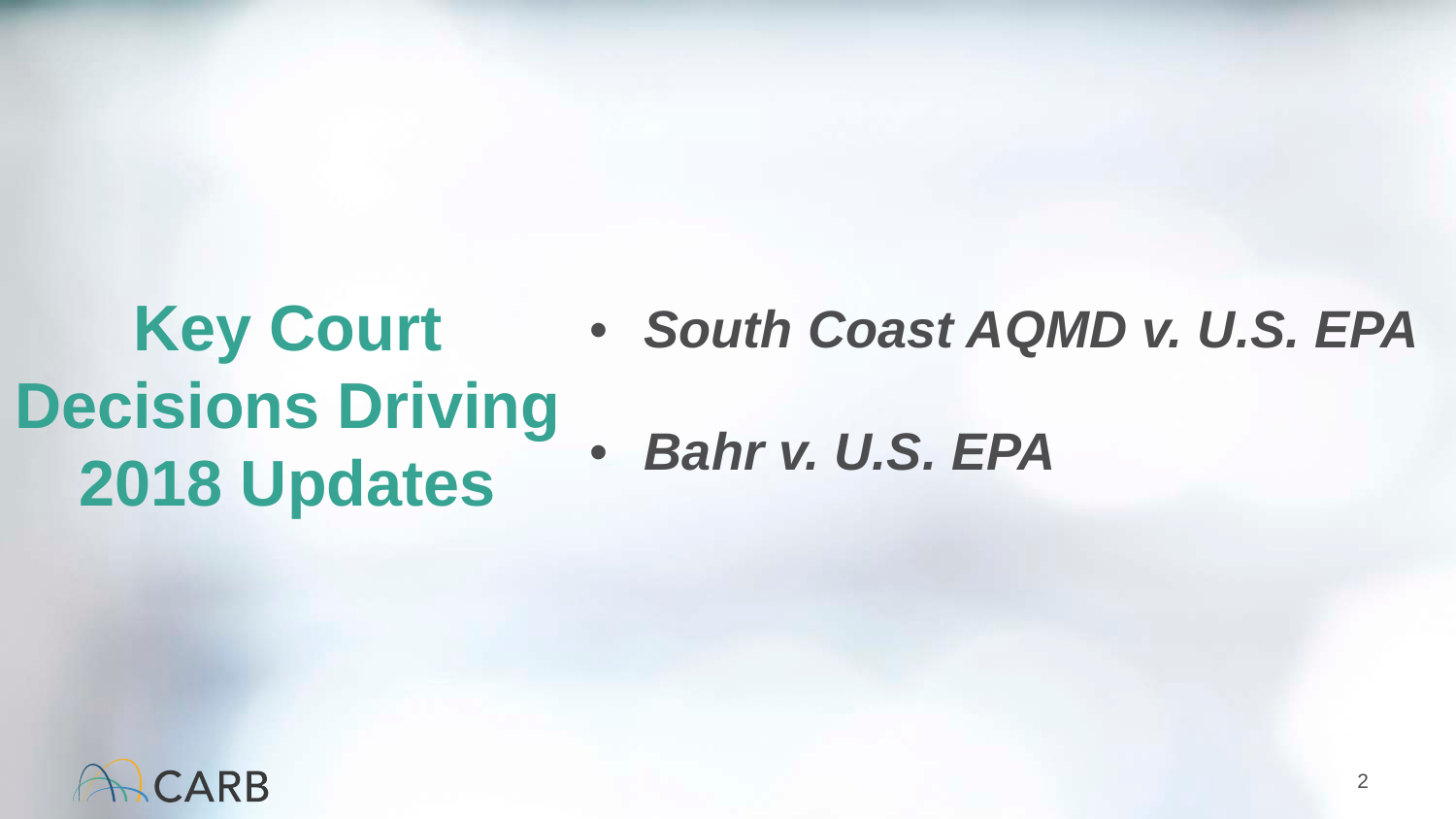# Key Court Decisions Driving 2018 Updates

- ***South Coast AQMD v. U.S. EPA***
- ***Bahr v. U.S. EPA***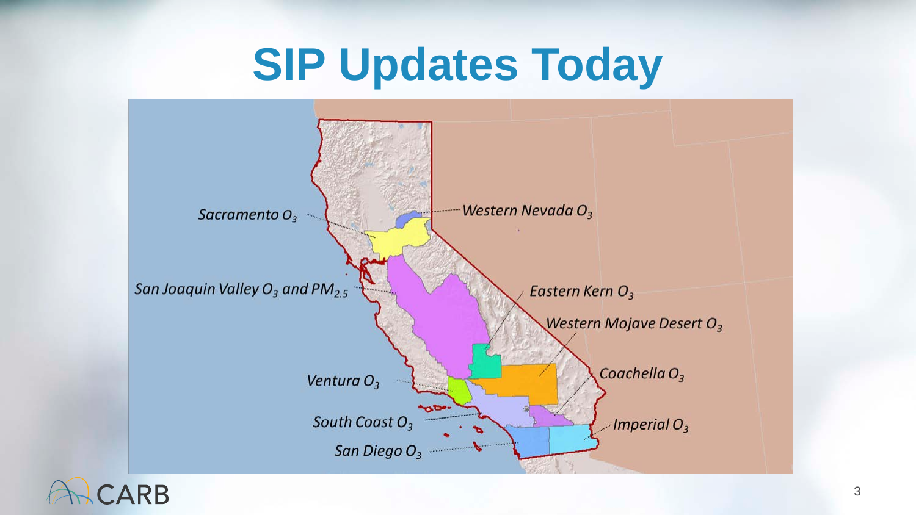# SIP Updates Today

Sacramento $O_3$

Western Nevada $O_3$

San Joaquin Valley $O_3$ and $PM_{2.5}$

Eastern Kern $O_3$

Western Mojave Desert $O_3$

Coachella $O_3$

Ventura $O_3$

South Coast $O_3$

Imperial $O_3$

San Diego $O_3$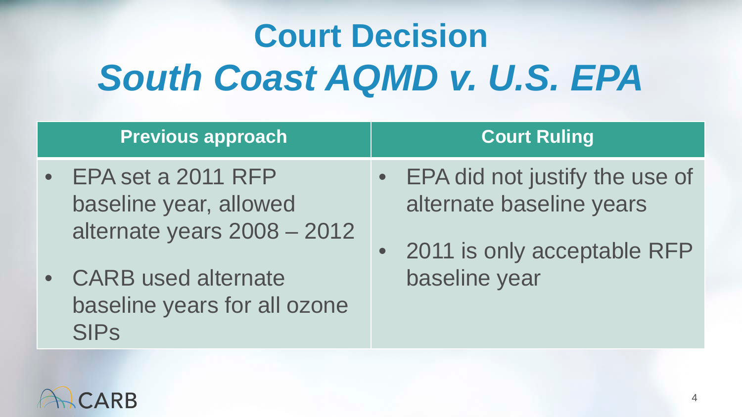# Court Decision

# *South Coast AQMD v. U.S. EPA*

| Previous approach | Court Ruling |
|---|---|
| • EPA set a 2011 RFP baseline year, allowed alternate years 2008 – 2012<br>• CARB used alternate baseline years for all ozone SIPs | • EPA did not justify the use of alternate baseline years<br>• 2011 is only acceptable RFP baseline year |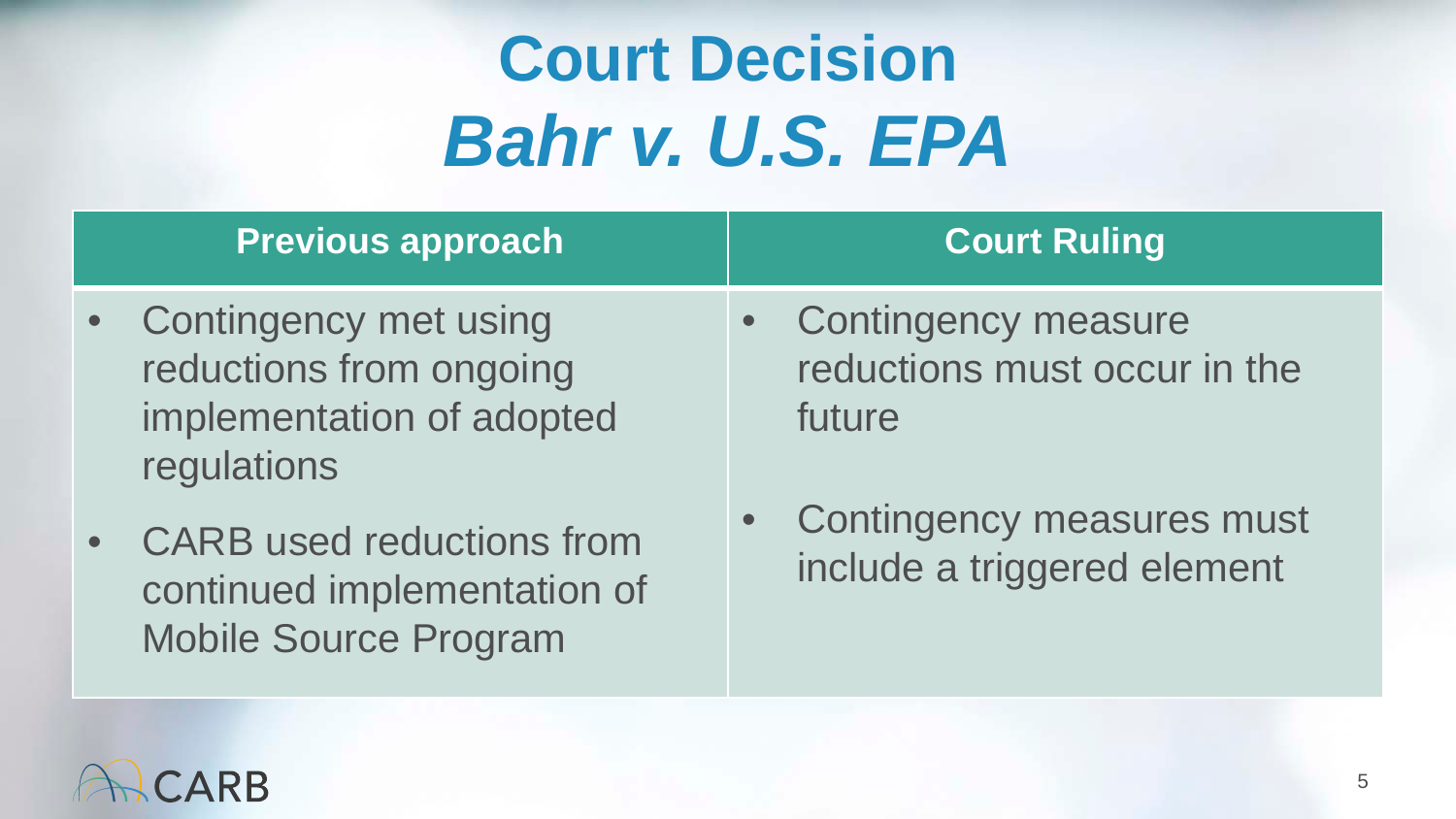# Court Decision *Bahr v. U.S. EPA*

| Previous approach | Court Ruling |
| --- | --- |
| • Contingency met using reductions from ongoing implementation of adopted regulations<br>• CARB used reductions from continued implementation of Mobile Source Program | • Contingency measure reductions must occur in the future<br>• Contingency measures must include a triggered element |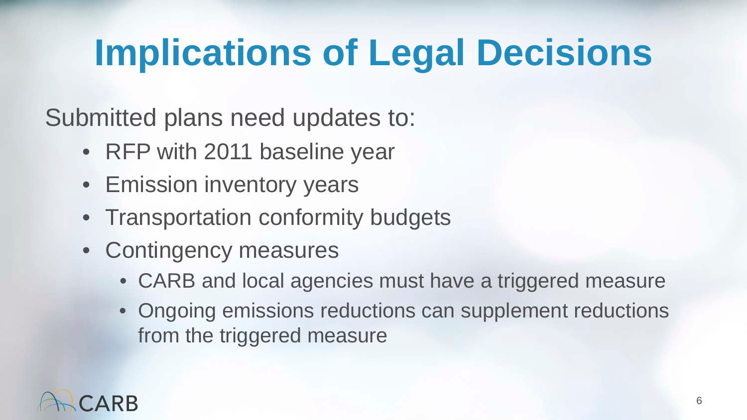# Implications of Legal Decisions

Submitted plans need updates to:

- RFP with 2011 baseline year
- Emission inventory years
- Transportation conformity budgets
- Contingency measures
  - CARB and local agencies must have a triggered measure
  - Ongoing emissions reductions can supplement reductions from the triggered measure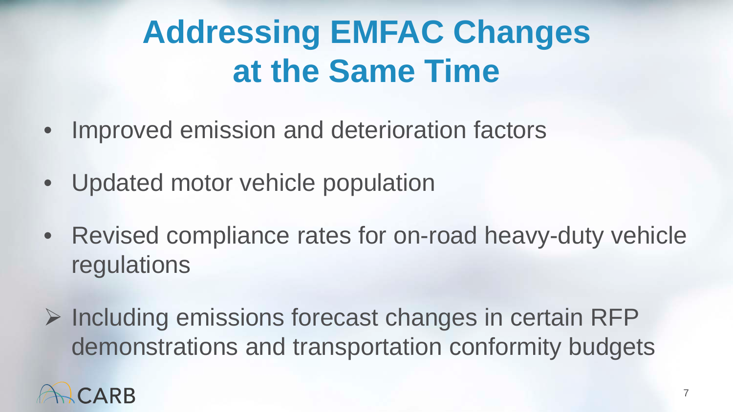# Addressing EMFAC Changes at the Same Time

- Improved emission and deterioration factors
- Updated motor vehicle population
- Revised compliance rates for on-road heavy-duty vehicle regulations

➢ Including emissions forecast changes in certain RFP demonstrations and transportation conformity budgets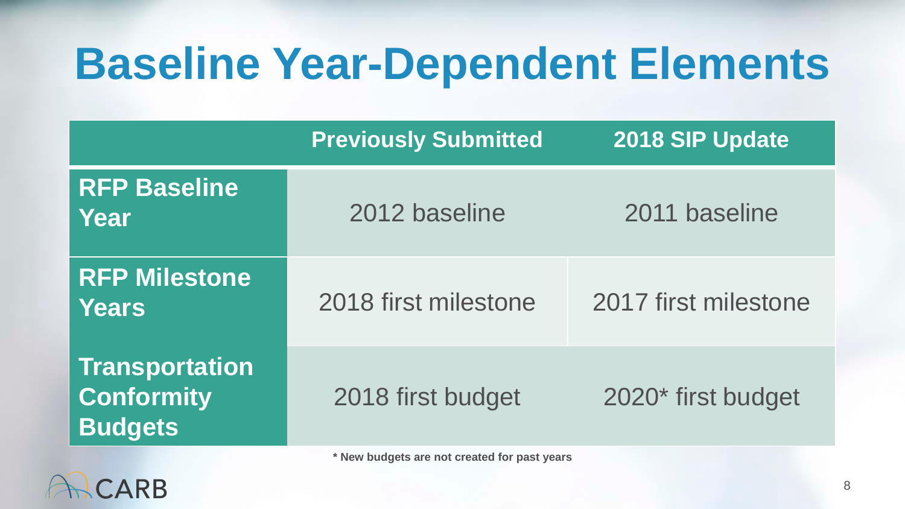# Baseline Year-Dependent Elements

| | Previously Submitted | 2018 SIP Update |
|---|---|---|
| **RFP Baseline Year** | 2012 baseline | 2011 baseline |
| **RFP Milestone Years** | 2018 first milestone | 2017 first milestone |
| **Transportation Conformity Budgets** | 2018 first budget | 2020* first budget |

**\* New budgets are not created for past years**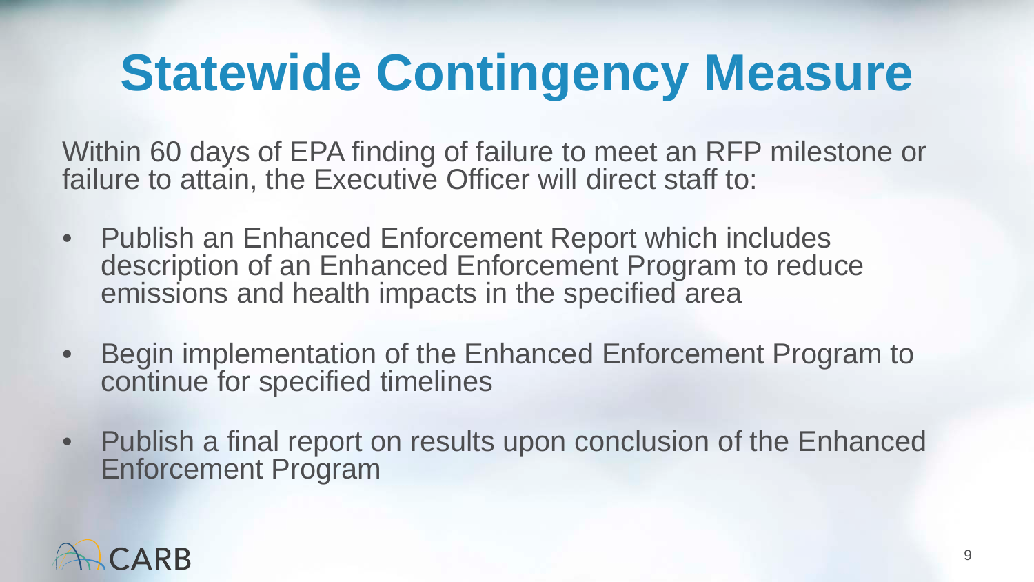# Statewide Contingency Measure

Within 60 days of EPA finding of failure to meet an RFP milestone or failure to attain, the Executive Officer will direct staff to:

- Publish an Enhanced Enforcement Report which includes description of an Enhanced Enforcement Program to reduce emissions and health impacts in the specified area
- Begin implementation of the Enhanced Enforcement Program to continue for specified timelines
- Publish a final report on results upon conclusion of the Enhanced Enforcement Program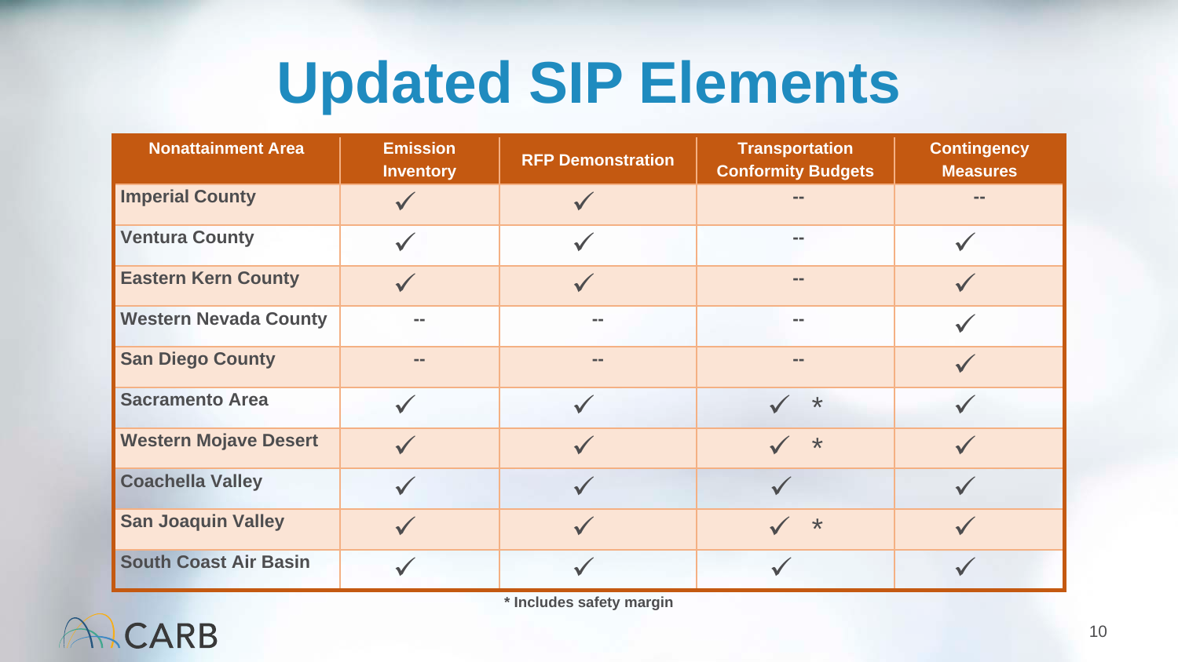# Updated SIP Elements

| Nonattainment Area | Emission Inventory | RFP Demonstration | Transportation Conformity Budgets | Contingency Measures |
|---|---|---|---|---|
| Imperial County | ✓ | ✓ | -- | -- |
| Ventura County | ✓ | ✓ | -- | ✓ |
| Eastern Kern County | ✓ | ✓ | -- | ✓ |
| Western Nevada County | -- | -- | -- | ✓ |
| San Diego County | -- | -- | -- | ✓ |
| Sacramento Area | ✓ | ✓ | ✓ * | ✓ |
| Western Mojave Desert | ✓ | ✓ | ✓ * | ✓ |
| Coachella Valley | ✓ | ✓ | ✓ | ✓ |
| San Joaquin Valley | ✓ | ✓ | ✓ * | ✓ |
| South Coast Air Basin | ✓ | ✓ | ✓ | ✓ |

**\* Includes safety margin**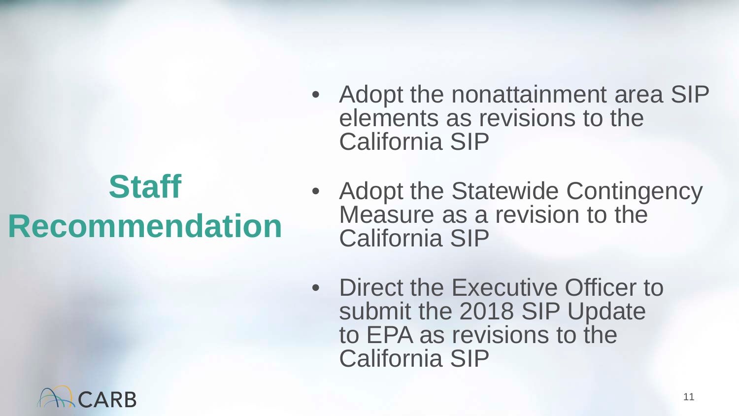## Staff Recommendation

- Adopt the nonattainment area SIP elements as revisions to the California SIP
- Adopt the Statewide Contingency Measure as a revision to the California SIP
- Direct the Executive Officer to submit the 2018 SIP Update to EPA as revisions to the California SIP